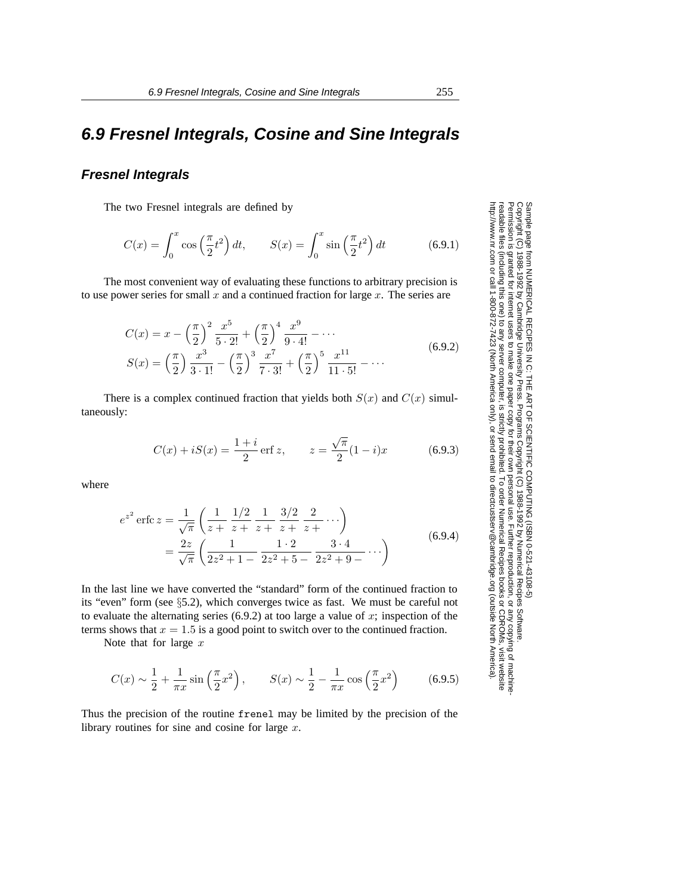## 6.9 Fresnel Integrals, Cosine and Sine Integrals

### Fresnel Integrals

The two Fresnel integrals are defined by

$$C(x) = \int_0^x \cos\left(\frac{\pi}{2}t^2\right) dt, \qquad S(x) = \int_0^x \sin\left(\frac{\pi}{2}t^2\right) dt \tag{6.9.1}$$

The most convenient way of evaluating these functions to arbitrary precision is to use power series for small $x$ and a continued fraction for large $x$. The series are

$$\begin{aligned} C(x) &= x - \left(\frac{\pi}{2}\right)^2 \frac{x^5}{5 \cdot 2!} + \left(\frac{\pi}{2}\right)^4 \frac{x^9}{9 \cdot 4!} - \cdots \\ S(x) &= \left(\frac{\pi}{2}\right) \frac{x^3}{3 \cdot 1!} - \left(\frac{\pi}{2}\right)^3 \frac{x^7}{7 \cdot 3!} + \left(\frac{\pi}{2}\right)^5 \frac{x^{11}}{11 \cdot 5!} - \cdots \end{aligned} \tag{6.9.2}$$

There is a complex continued fraction that yields both $S(x)$ and $C(x)$ simultaneously:

$$C(x) + iS(x) = \frac{1+i}{2} \operatorname{erf} z, \qquad z = \frac{\sqrt{\pi}}{2}(1-i)x \tag{6.9.3}$$

where

$$\begin{aligned} e^{z^2} \operatorname{erfc} z &= \frac{1}{\sqrt{\pi}} \left( \frac{1}{z+}\ \frac{1/2}{z+}\ \frac{1}{z+}\ \frac{3/2}{z+}\ \frac{2}{z+} \cdots \right) \\ &= \frac{2z}{\sqrt{\pi}} \left( \frac{1}{2z^2+1-}\ \frac{1 \cdot 2}{2z^2+5-}\ \frac{3 \cdot 4}{2z^2+9-} \cdots \right) \end{aligned} \tag{6.9.4}$$

In the last line we have converted the "standard" form of the continued fraction to its "even" form (see §5.2), which converges twice as fast. We must be careful not to evaluate the alternating series (6.9.2) at too large a value of $x$; inspection of the terms shows that $x = 1.5$ is a good point to switch over to the continued fraction.

Note that for large $x$

$$C(x) \sim \frac{1}{2} + \frac{1}{\pi x} \sin\left(\frac{\pi}{2}x^2\right), \qquad S(x) \sim \frac{1}{2} - \frac{1}{\pi x} \cos\left(\frac{\pi}{2}x^2\right) \tag{6.9.5}$$

Thus the precision of the routine `frenel` may be limited by the precision of the library routines for sine and cosine for large $x$.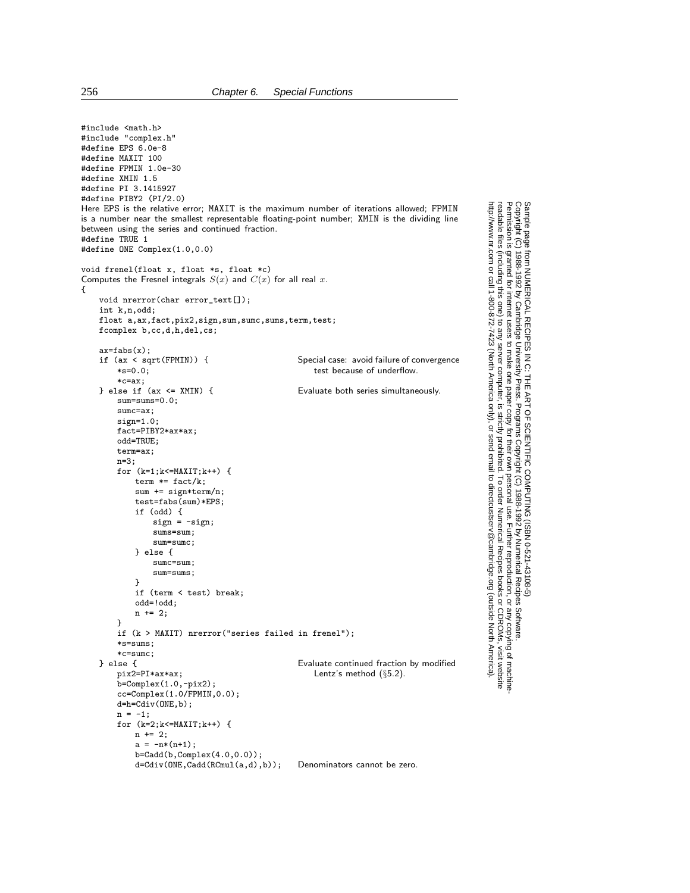```c
#include <math.h>
#include "complex.h"
#define EPS 6.0e-8
#define MAXIT 100
#define FPMIN 1.0e-30
#define XMIN 1.5
#define PI 3.1415927
#define PIBY2 (PI/2.0)
```

Here EPS is the relative error; MAXIT is the maximum number of iterations allowed; FPMIN is a number near the smallest representable floating-point number; XMIN is the dividing line between using the series and continued fraction.

```c
#define TRUE 1
#define ONE Complex(1.0,0.0)

void frenel(float x, float *s, float *c)
```

Computes the Fresnel integrals $S(x)$ and $C(x)$ for all real $x$.

```c
{
    void nrerror(char error_text[]);
    int k,n,odd;
    float a,ax,fact,pix2,sign,sum,sumc,sums,term,test;
    fcomplex b,cc,d,h,del,cs;

    ax=fabs(x);
    if (ax < sqrt(FPMIN)) {                  Special case: avoid failure of convergence
        *s=0.0;                                  test because of underflow.
        *c=ax;
    } else if (ax <= XMIN) {                 Evaluate both series simultaneously.
        sum=sums=0.0;
        sumc=ax;
        sign=1.0;
        fact=PIBY2*ax*ax;
        odd=TRUE;
        term=ax;
        n=3;
        for (k=1;k<=MAXIT;k++) {
            term *= fact/k;
            sum += sign*term/n;
            test=fabs(sum)*EPS;
            if (odd) {
                sign = -sign;
                sums=sum;
                sum=sumc;
            } else {
                sumc=sum;
                sum=sums;
            }
            if (term < test) break;
            odd=!odd;
            n += 2;
        }
        if (k > MAXIT) nrerror("series failed in frenel");
        *s=sums;
        *c=sumc;
    } else {                                 Evaluate continued fraction by modified
        pix2=PI*ax*ax;                           Lentz's method (§5.2).
        b=Complex(1.0,-pix2);
        cc=Complex(1.0/FPMIN,0.0);
        d=h=Cdiv(ONE,b);
        n = -1;
        for (k=2;k<=MAXIT;k++) {
            n += 2;
            a = -n*(n+1);
            b=Cadd(b,Complex(4.0,0.0));
            d=Cdiv(ONE,Cadd(RCmul(a,d),b));  Denominators cannot be zero.
```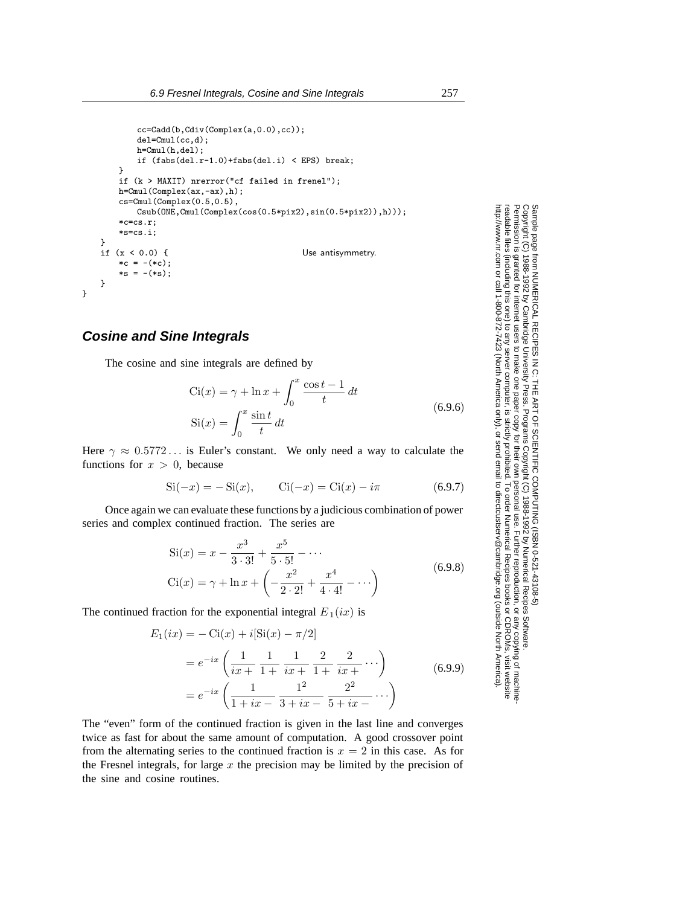```
            cc=Cadd(b,Cdiv(Complex(a,0.0),cc));
            del=Cmul(cc,d);
            h=Cmul(h,del);
            if (fabs(del.r-1.0)+fabs(del.i) < EPS) break;
        }
        if (k > MAXIT) nrerror("cf failed in frenel");
        h=Cmul(Complex(ax,-ax),h);
        cs=Cmul(Complex(0.5,0.5),
            Csub(ONE,Cmul(Complex(cos(0.5*pix2),sin(0.5*pix2)),h)));
        *c=cs.r;
        *s=cs.i;
    }
    if (x < 0.0) {                                  Use antisymmetry.
        *c = -(*c);
        *s = -(*s);
    }
}
```

### Cosine and Sine Integrals

The cosine and sine integrals are defined by

$$
\begin{aligned}
\operatorname{Ci}(x) &= \gamma + \ln x + \int_0^x \frac{\cos t - 1}{t}\, dt \\
\operatorname{Si}(x) &= \int_0^x \frac{\sin t}{t}\, dt
\end{aligned}
\tag{6.9.6}
$$

Here $\gamma \approx 0.5772\ldots$ is Euler's constant. We only need a way to calculate the functions for $x > 0$, because

$$
\operatorname{Si}(-x) = -\operatorname{Si}(x), \qquad \operatorname{Ci}(-x) = \operatorname{Ci}(x) - i\pi \tag{6.9.7}
$$

Once again we can evaluate these functions by a judicious combination of power series and complex continued fraction. The series are

$$
\begin{aligned}
\operatorname{Si}(x) &= x - \frac{x^3}{3 \cdot 3!} + \frac{x^5}{5 \cdot 5!} - \cdots \\
\operatorname{Ci}(x) &= \gamma + \ln x + \left( -\frac{x^2}{2 \cdot 2!} + \frac{x^4}{4 \cdot 4!} - \cdots \right)
\end{aligned}
\tag{6.9.8}
$$

The continued fraction for the exponential integral $E_1(ix)$ is

$$
\begin{aligned}
E_1(ix) &= -\operatorname{Ci}(x) + i[\operatorname{Si}(x) - \pi/2] \\
&= e^{-ix} \left( \frac{1}{ix+}\ \frac{1}{1+}\ \frac{1}{ix+}\ \frac{2}{1+}\ \frac{2}{ix+} \cdots \right) \\
&= e^{-ix} \left( \frac{1}{1+ix-}\ \frac{1^2}{3+ix-}\ \frac{2^2}{5+ix-} \cdots \right)
\end{aligned}
\tag{6.9.9}
$$

The "even" form of the continued fraction is given in the last line and converges twice as fast for about the same amount of computation. A good crossover point from the alternating series to the continued fraction is $x = 2$ in this case. As for the Fresnel integrals, for large $x$ the precision may be limited by the precision of the sine and cosine routines.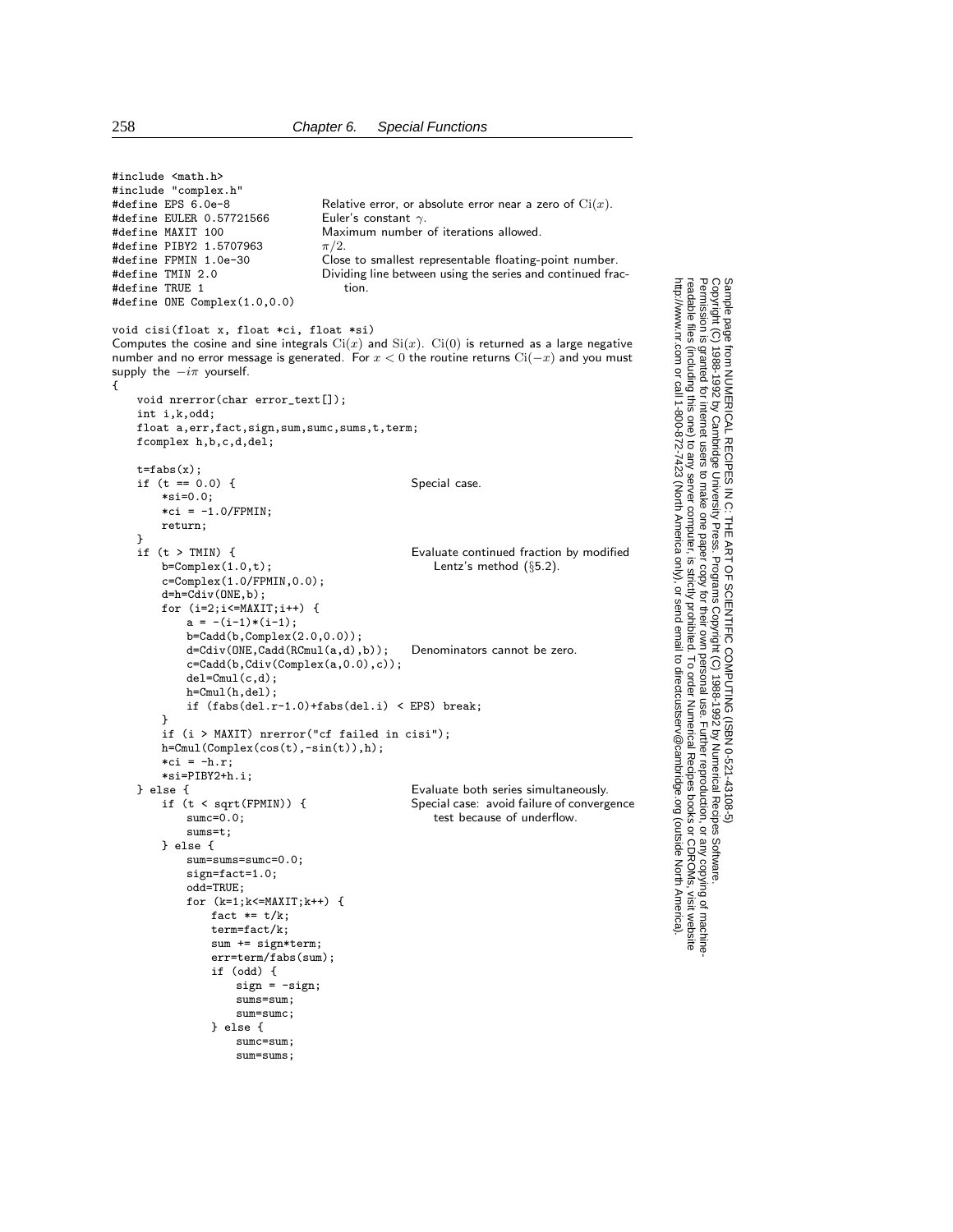```
#include <math.h>
#include "complex.h"
#define EPS 6.0e-8              Relative error, or absolute error near a zero of Ci(x).
#define EULER 0.57721566        Euler's constant γ.
#define MAXIT 100               Maximum number of iterations allowed.
#define PIBY2 1.5707963         π/2.
#define FPMIN 1.0e-30           Close to smallest representable floating-point number.
#define TMIN 2.0                Dividing line between using the series and continued frac-
#define TRUE 1                      tion.
#define ONE Complex(1.0,0.0)

void cisi(float x, float *ci, float *si)
```

Computes the cosine and sine integrals $\mathrm{Ci}(x)$ and $\mathrm{Si}(x)$. $\mathrm{Ci}(0)$ is returned as a large negative number and no error message is generated. For $x < 0$ the routine returns $\mathrm{Ci}(-x)$ and you must supply the $-i\pi$ yourself.

```
{
    void nrerror(char error_text[]);
    int i,k,odd;
    float a,err,fact,sign,sum,sumc,sums,t,term;
    fcomplex h,b,c,d,del;

    t=fabs(x);
    if (t == 0.0) {                             Special case.
        *si=0.0;
        *ci = -1.0/FPMIN;
        return;
    }
    if (t > TMIN) {                             Evaluate continued fraction by modified
        b=Complex(1.0,t);                           Lentz's method (§5.2).
        c=Complex(1.0/FPMIN,0.0);
        d=h=Cdiv(ONE,b);
        for (i=2;i<=MAXIT;i++) {
            a = -(i-1)*(i-1);
            b=Cadd(b,Complex(2.0,0.0));
            d=Cdiv(ONE,Cadd(RCmul(a,d),b));     Denominators cannot be zero.
            c=Cadd(b,Cdiv(Complex(a,0.0),c));
            del=Cmul(c,d);
            h=Cmul(h,del);
            if (fabs(del.r-1.0)+fabs(del.i) < EPS) break;
        }
        if (i > MAXIT) nrerror("cf failed in cisi");
        h=Cmul(Complex(cos(t),-sin(t)),h);
        *ci = -h.r;
        *si=PIBY2+h.i;
    } else {                                    Evaluate both series simultaneously.
        if (t < sqrt(FPMIN)) {                  Special case: avoid failure of convergence
            sumc=0.0;                               test because of underflow.
            sums=t;
        } else {
            sum=sums=sumc=0.0;
            sign=fact=1.0;
            odd=TRUE;
            for (k=1;k<=MAXIT;k++) {
                fact *= t/k;
                term=fact/k;
                sum += sign*term;
                err=term/fabs(sum);
                if (odd) {
                    sign = -sign;
                    sums=sum;
                    sum=sumc;
                } else {
                    sumc=sum;
                    sum=sums;
```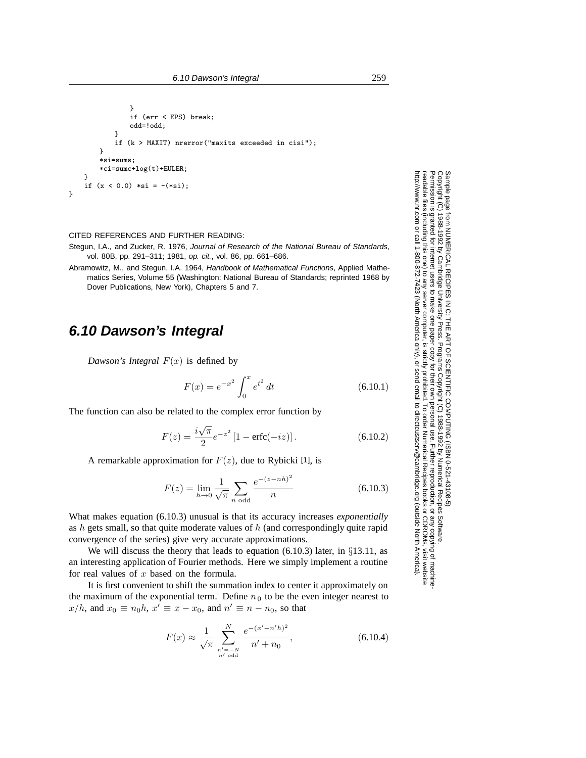```
            }
            if (err < EPS) break;
            odd=!odd;
        }
        if (k > MAXIT) nrerror("maxits exceeded in cisi");
    }
    *si=sums;
    *ci=sumc+log(t)+EULER;
  }
  if (x < 0.0) *si = -(*si);
}
```

CITED REFERENCES AND FURTHER READING:

Stegun, I.A., and Zucker, R. 1976, *Journal of Research of the National Bureau of Standards*, vol. 80B, pp. 291–311; 1981, *op. cit.*, vol. 86, pp. 661–686.

Abramowitz, M., and Stegun, I.A. 1964, *Handbook of Mathematical Functions*, Applied Mathematics Series, Volume 55 (Washington: National Bureau of Standards; reprinted 1968 by Dover Publications, New York), Chapters 5 and 7.

## 6.10 Dawson's Integral

*Dawson's Integral* $F(x)$ is defined by

$$F(x) = e^{-x^2} \int_0^x e^{t^2}\, dt \tag{6.10.1}$$

The function can also be related to the complex error function by

$$F(z) = \frac{i\sqrt{\pi}}{2} e^{-z^2} \left[1 - \text{erfc}(-iz)\right]. \tag{6.10.2}$$

A remarkable approximation for $F(z)$, due to Rybicki [1], is

$$F(z) = \lim_{h \to 0} \frac{1}{\sqrt{\pi}} \sum_{n \text{ odd}} \frac{e^{-(z-nh)^2}}{n} \tag{6.10.3}$$

What makes equation (6.10.3) unusual is that its accuracy increases *exponentially* as $h$ gets small, so that quite moderate values of $h$ (and correspondingly quite rapid convergence of the series) give very accurate approximations.

We will discuss the theory that leads to equation (6.10.3) later, in §13.11, as an interesting application of Fourier methods. Here we simply implement a routine for real values of $x$ based on the formula.

It is first convenient to shift the summation index to center it approximately on the maximum of the exponential term. Define $n_0$ to be the even integer nearest to $x/h$, and $x_0 \equiv n_0 h$, $x' \equiv x - x_0$, and $n' \equiv n - n_0$, so that

$$F(x) \approx \frac{1}{\sqrt{\pi}} \sum_{\substack{n'=-N \\ n' \text{ odd}}}^{N} \frac{e^{-(x'-n'h)^2}}{n' + n_0}, \tag{6.10.4}$$